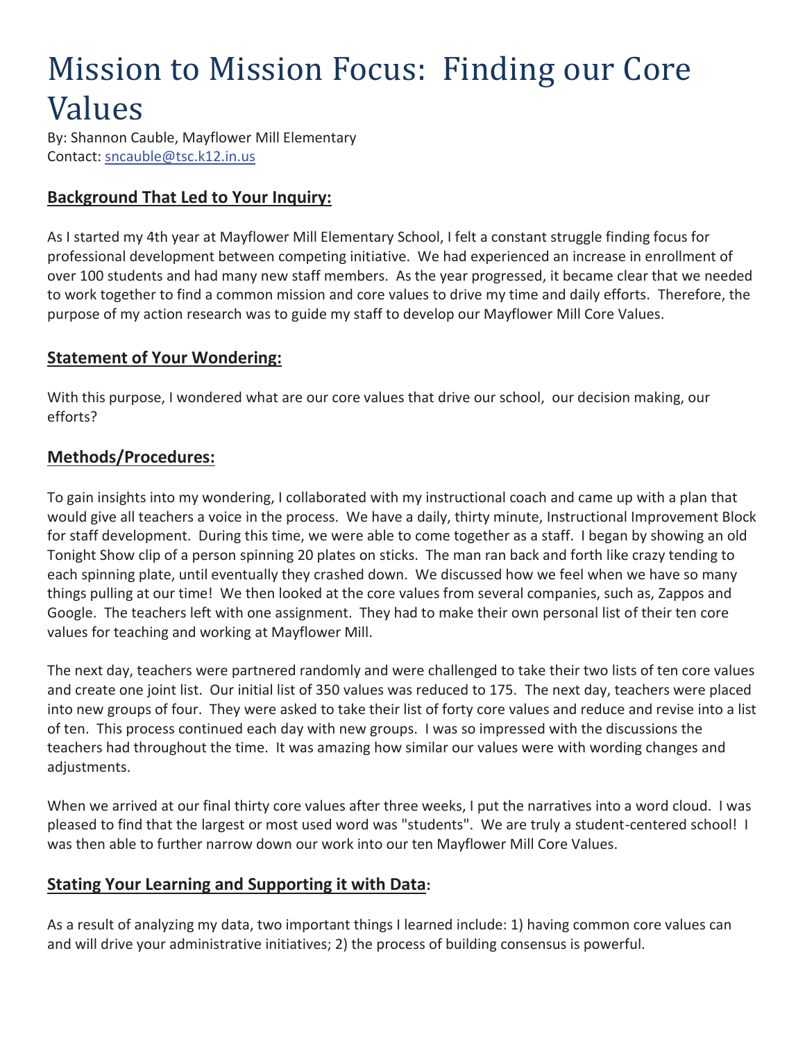# Mission to Mission Focus: Finding our Core Values

By: Shannon Cauble, Mayflower Mill Elementary
Contact: sncauble@tsc.k12.in.us

## Background That Led to Your Inquiry:

As I started my 4th year at Mayflower Mill Elementary School, I felt a constant struggle finding focus for professional development between competing initiative. We had experienced an increase in enrollment of over 100 students and had many new staff members. As the year progressed, it became clear that we needed to work together to find a common mission and core values to drive my time and daily efforts. Therefore, the purpose of my action research was to guide my staff to develop our Mayflower Mill Core Values.

## Statement of Your Wondering:

With this purpose, I wondered what are our core values that drive our school, our decision making, our efforts?

## Methods/Procedures:

To gain insights into my wondering, I collaborated with my instructional coach and came up with a plan that would give all teachers a voice in the process. We have a daily, thirty minute, Instructional Improvement Block for staff development. During this time, we were able to come together as a staff. I began by showing an old Tonight Show clip of a person spinning 20 plates on sticks. The man ran back and forth like crazy tending to each spinning plate, until eventually they crashed down. We discussed how we feel when we have so many things pulling at our time! We then looked at the core values from several companies, such as, Zappos and Google. The teachers left with one assignment. They had to make their own personal list of their ten core values for teaching and working at Mayflower Mill.

The next day, teachers were partnered randomly and were challenged to take their two lists of ten core values and create one joint list. Our initial list of 350 values was reduced to 175. The next day, teachers were placed into new groups of four. They were asked to take their list of forty core values and reduce and revise into a list of ten. This process continued each day with new groups. I was so impressed with the discussions the teachers had throughout the time. It was amazing how similar our values were with wording changes and adjustments.

When we arrived at our final thirty core values after three weeks, I put the narratives into a word cloud. I was pleased to find that the largest or most used word was "students". We are truly a student-centered school! I was then able to further narrow down our work into our ten Mayflower Mill Core Values.

## Stating Your Learning and Supporting it with Data:

As a result of analyzing my data, two important things I learned include: 1) having common core values can and will drive your administrative initiatives; 2) the process of building consensus is powerful.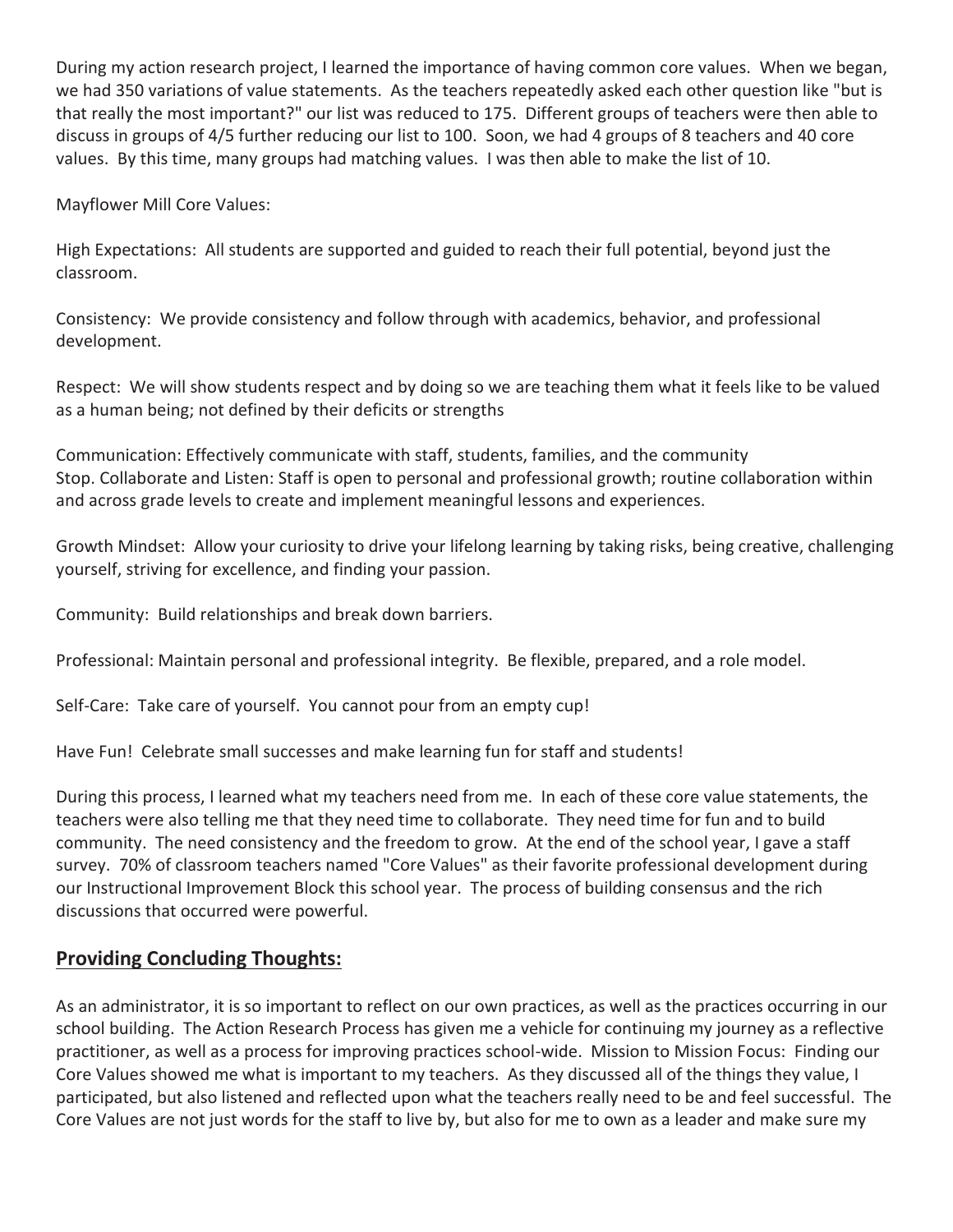During my action research project, I learned the importance of having common core values. When we began, we had 350 variations of value statements. As the teachers repeatedly asked each other question like "but is that really the most important?" our list was reduced to 175. Different groups of teachers were then able to discuss in groups of 4/5 further reducing our list to 100. Soon, we had 4 groups of 8 teachers and 40 core values. By this time, many groups had matching values. I was then able to make the list of 10.

Mayflower Mill Core Values:

High Expectations: All students are supported and guided to reach their full potential, beyond just the classroom.

Consistency: We provide consistency and follow through with academics, behavior, and professional development.

Respect: We will show students respect and by doing so we are teaching them what it feels like to be valued as a human being; not defined by their deficits or strengths

Communication: Effectively communicate with staff, students, families, and the community
Stop. Collaborate and Listen: Staff is open to personal and professional growth; routine collaboration within and across grade levels to create and implement meaningful lessons and experiences.

Growth Mindset: Allow your curiosity to drive your lifelong learning by taking risks, being creative, challenging yourself, striving for excellence, and finding your passion.

Community: Build relationships and break down barriers.

Professional: Maintain personal and professional integrity. Be flexible, prepared, and a role model.

Self-Care: Take care of yourself. You cannot pour from an empty cup!

Have Fun! Celebrate small successes and make learning fun for staff and students!

During this process, I learned what my teachers need from me. In each of these core value statements, the teachers were also telling me that they need time to collaborate. They need time for fun and to build community. The need consistency and the freedom to grow. At the end of the school year, I gave a staff survey. 70% of classroom teachers named "Core Values" as their favorite professional development during our Instructional Improvement Block this school year. The process of building consensus and the rich discussions that occurred were powerful.

## **Providing Concluding Thoughts:**

As an administrator, it is so important to reflect on our own practices, as well as the practices occurring in our school building. The Action Research Process has given me a vehicle for continuing my journey as a reflective practitioner, as well as a process for improving practices school-wide. Mission to Mission Focus: Finding our Core Values showed me what is important to my teachers. As they discussed all of the things they value, I participated, but also listened and reflected upon what the teachers really need to be and feel successful. The Core Values are not just words for the staff to live by, but also for me to own as a leader and make sure my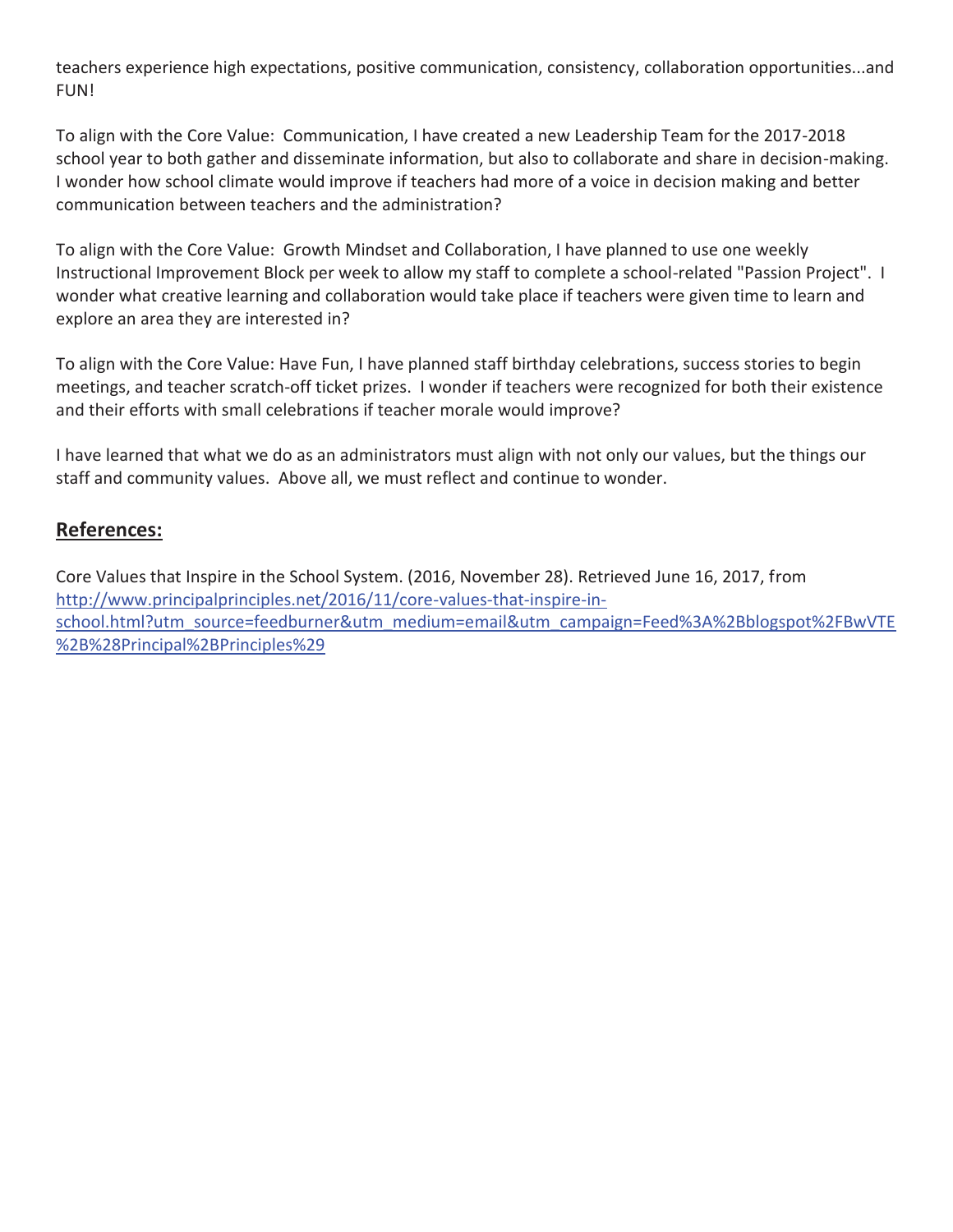teachers experience high expectations, positive communication, consistency, collaboration opportunities...and FUN!

To align with the Core Value: Communication, I have created a new Leadership Team for the 2017-2018 school year to both gather and disseminate information, but also to collaborate and share in decision-making. I wonder how school climate would improve if teachers had more of a voice in decision making and better communication between teachers and the administration?

To align with the Core Value: Growth Mindset and Collaboration, I have planned to use one weekly Instructional Improvement Block per week to allow my staff to complete a school-related "Passion Project". I wonder what creative learning and collaboration would take place if teachers were given time to learn and explore an area they are interested in?

To align with the Core Value: Have Fun, I have planned staff birthday celebrations, success stories to begin meetings, and teacher scratch-off ticket prizes. I wonder if teachers were recognized for both their existence and their efforts with small celebrations if teacher morale would improve?

I have learned that what we do as an administrators must align with not only our values, but the things our staff and community values. Above all, we must reflect and continue to wonder.

## References:

Core Values that Inspire in the School System. (2016, November 28). Retrieved June 16, 2017, from http://www.principalprinciples.net/2016/11/core-values-that-inspire-in-school.html?utm_source=feedburner&utm_medium=email&utm_campaign=Feed%3A%2Bblogspot%2FBwVTE%2B%28Principal%2BPrinciples%29